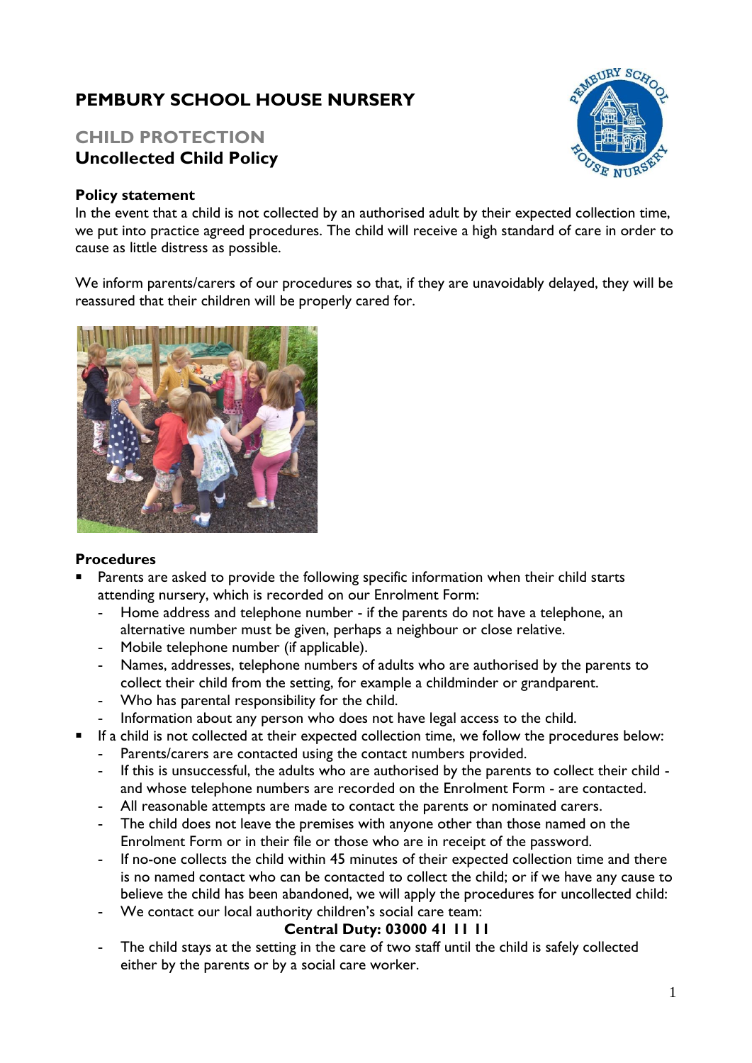# PEMBURY SCHOOL HOUSE NURSERY

## CHILD PROTECTION

## Uncollected Child Policy

### Policy statement

In the event that a child is not collected by an authorised adult by their expected collection time, we put into practice agreed procedures. The child will receive a high standard of care in order to cause as little distress as possible.

We inform parents/carers of our procedures so that, if they are unavoidably delayed, they will be reassured that their children will be properly cared for.

### Procedures

- Parents are asked to provide the following specific information when their child starts attending nursery, which is recorded on our Enrolment Form:
  - Home address and telephone number - if the parents do not have a telephone, an alternative number must be given, perhaps a neighbour or close relative.
  - Mobile telephone number (if applicable).
  - Names, addresses, telephone numbers of adults who are authorised by the parents to collect their child from the setting, for example a childminder or grandparent.
  - Who has parental responsibility for the child.
  - Information about any person who does not have legal access to the child.
- If a child is not collected at their expected collection time, we follow the procedures below:
  - Parents/carers are contacted using the contact numbers provided.
  - If this is unsuccessful, the adults who are authorised by the parents to collect their child - and whose telephone numbers are recorded on the Enrolment Form - are contacted.
  - All reasonable attempts are made to contact the parents or nominated carers.
  - The child does not leave the premises with anyone other than those named on the Enrolment Form or in their file or those who are in receipt of the password.
  - If no-one collects the child within 45 minutes of their expected collection time and there is no named contact who can be contacted to collect the child; or if we have any cause to believe the child has been abandoned, we will apply the procedures for uncollected child:
  - We contact our local authority children's social care team:

    **Central Duty: 03000 41 11 11**
  - The child stays at the setting in the care of two staff until the child is safely collected either by the parents or by a social care worker.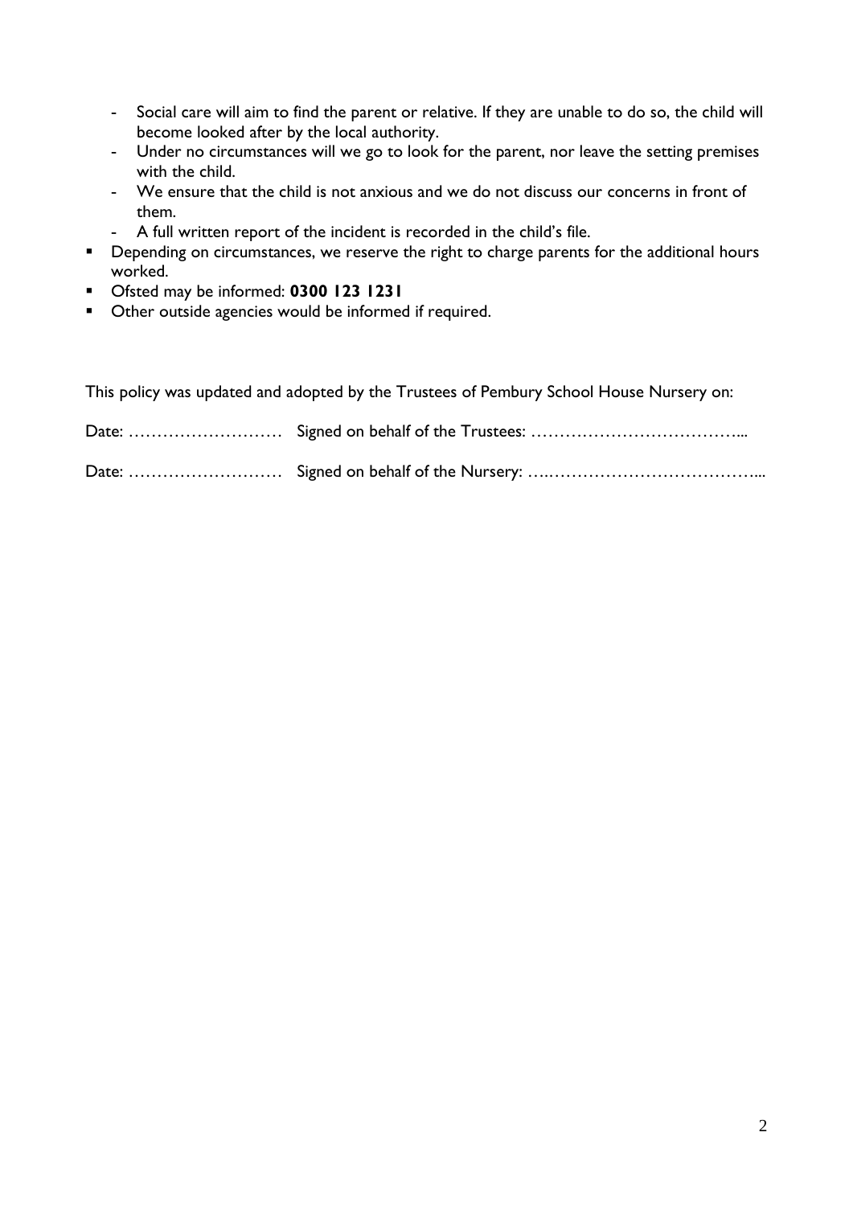- Social care will aim to find the parent or relative. If they are unable to do so, the child will become looked after by the local authority.
  - Under no circumstances will we go to look for the parent, nor leave the setting premises with the child.
  - We ensure that the child is not anxious and we do not discuss our concerns in front of them.
  - A full written report of the incident is recorded in the child's file.
- Depending on circumstances, we reserve the right to charge parents for the additional hours worked.
- Ofsted may be informed: **0300 123 1231**
- Other outside agencies would be informed if required.

This policy was updated and adopted by the Trustees of Pembury School House Nursery on:

Date: ……………………… Signed on behalf of the Trustees: ………………………………...

Date: ……………………… Signed on behalf of the Nursery: ….………………………………...